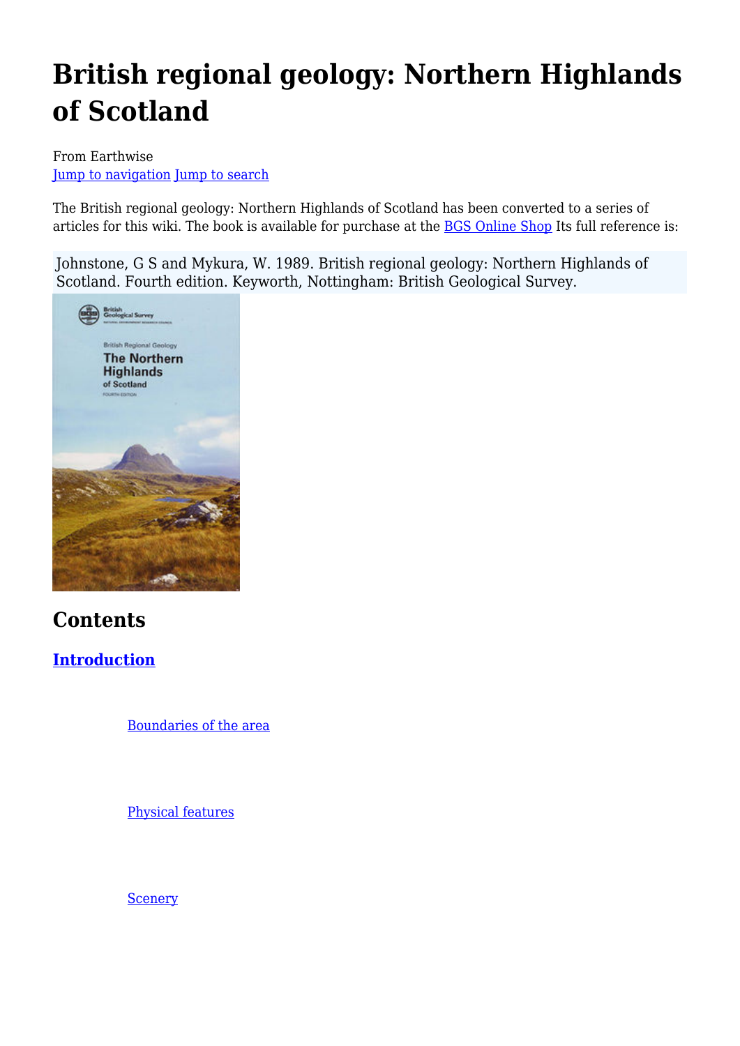# British regional geology: Northern Highlands of Scotland

From Earthwise
Jump to navigation Jump to search

The British regional geology: Northern Highlands of Scotland has been converted to a series of articles for this wiki. The book is available for purchase at the BGS Online Shop Its full reference is:

Johnstone, G S and Mykura, W. 1989. British regional geology: Northern Highlands of Scotland. Fourth edition. Keyworth, Nottingham: British Geological Survey.

## Contents

### Introduction

- Boundaries of the area
- Physical features
- Scenery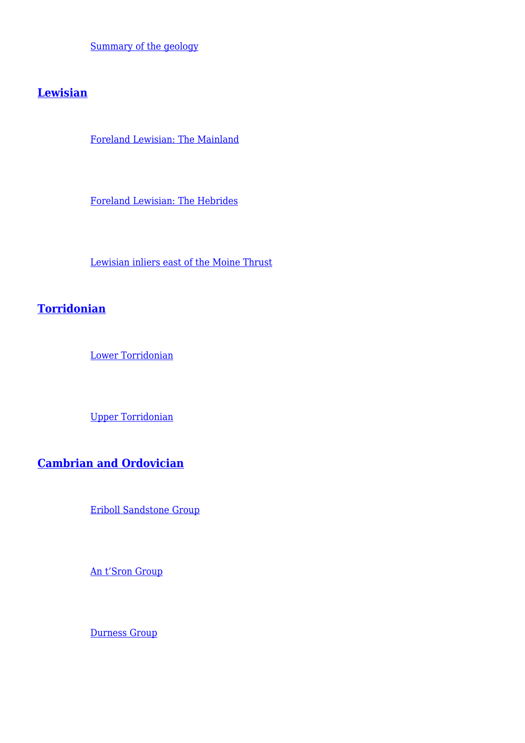[Summary of the geology]

## [Lewisian]

[Foreland Lewisian: The Mainland]

[Foreland Lewisian: The Hebrides]

[Lewisian inliers east of the Moine Thrust]

## [Torridonian]

[Lower Torridonian]

[Upper Torridonian]

## [Cambrian and Ordovician]

[Eriboll Sandstone Group]

[An t'Sron Group]

[Durness Group]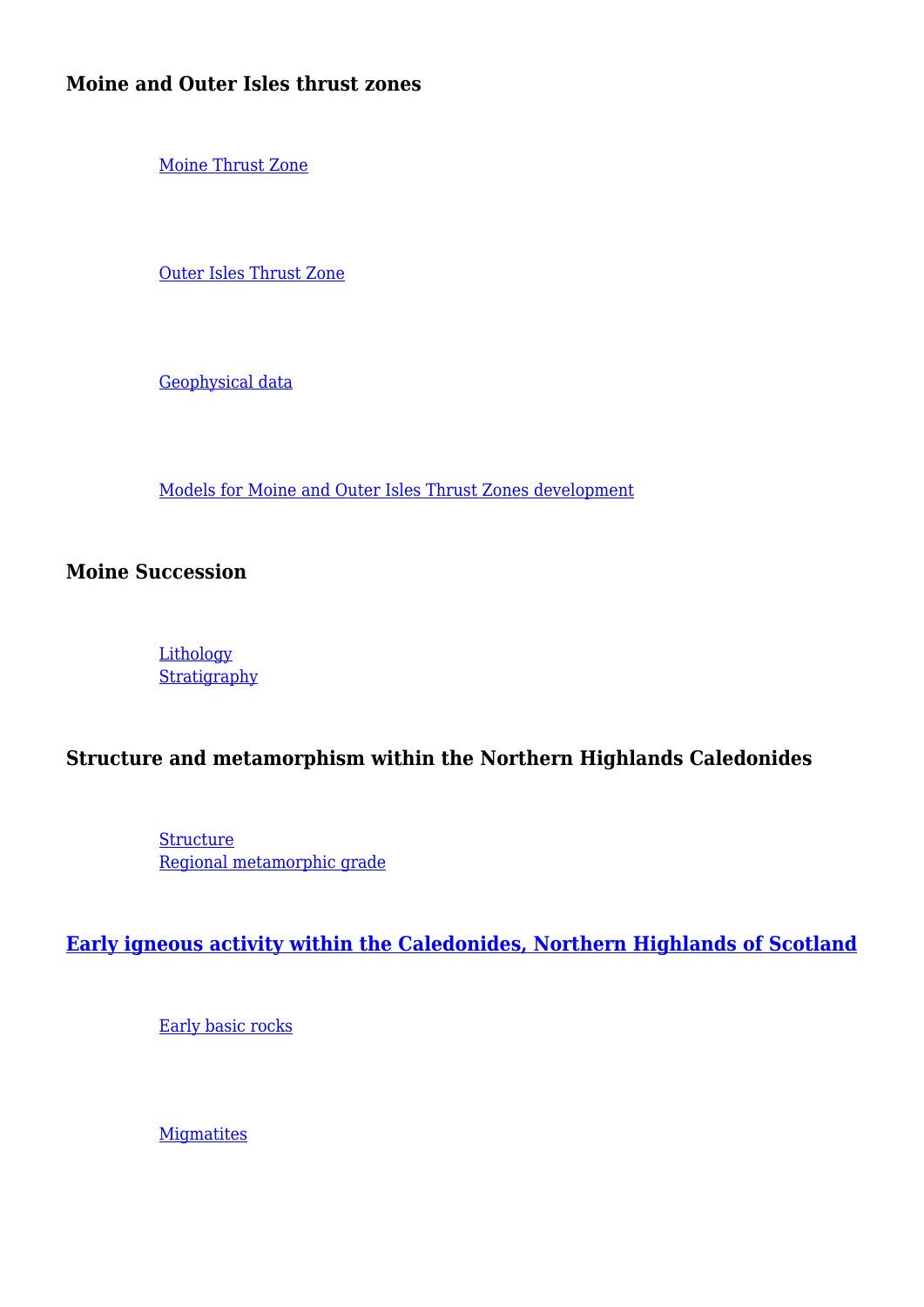### Moine and Outer Isles thrust zones

- [Moine Thrust Zone]
- [Outer Isles Thrust Zone]
- [Geophysical data]
- [Models for Moine and Outer Isles Thrust Zones development]

### Moine Succession

- [Lithology]
- [Stratigraphy]

### Structure and metamorphism within the Northern Highlands Caledonides

- [Structure]
- [Regional metamorphic grade]

### [Early igneous activity within the Caledonides, Northern Highlands of Scotland]

- [Early basic rocks]
- [Migmatites]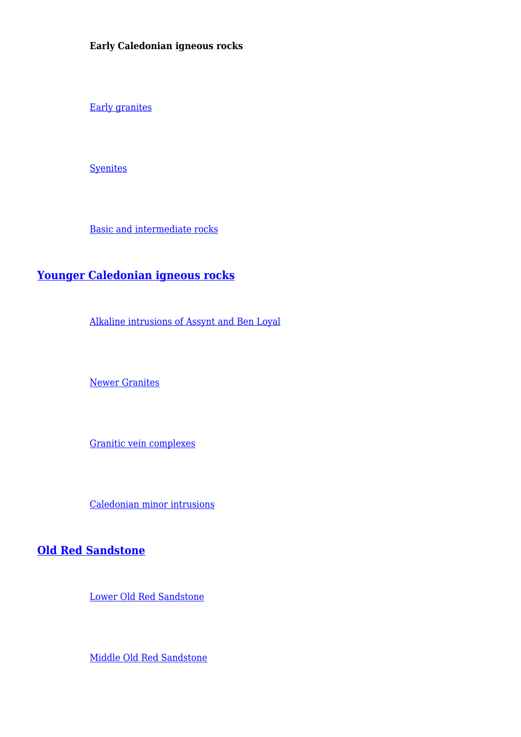**Early Caledonian igneous rocks**

[Early granites]

[Syenites]

[Basic and intermediate rocks]

## [Younger Caledonian igneous rocks]

[Alkaline intrusions of Assynt and Ben Loyal]

[Newer Granites]

[Granitic vein complexes]

[Caledonian minor intrusions]

## [Old Red Sandstone]

[Lower Old Red Sandstone]

[Middle Old Red Sandstone]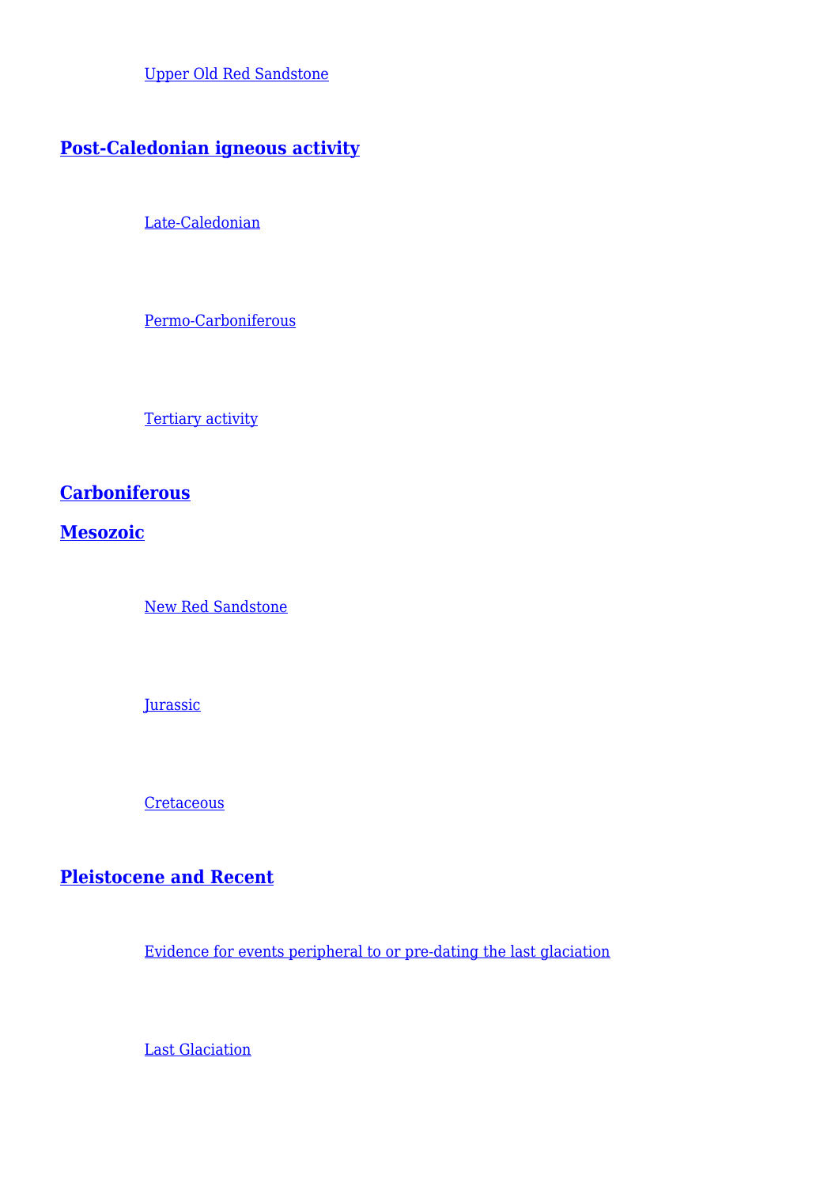Upper Old Red Sandstone

## Post-Caledonian igneous activity

Late-Caledonian

Permo-Carboniferous

Tertiary activity

## Carboniferous

## Mesozoic

New Red Sandstone

Jurassic

Cretaceous

## Pleistocene and Recent

Evidence for events peripheral to or pre-dating the last glaciation

Last Glaciation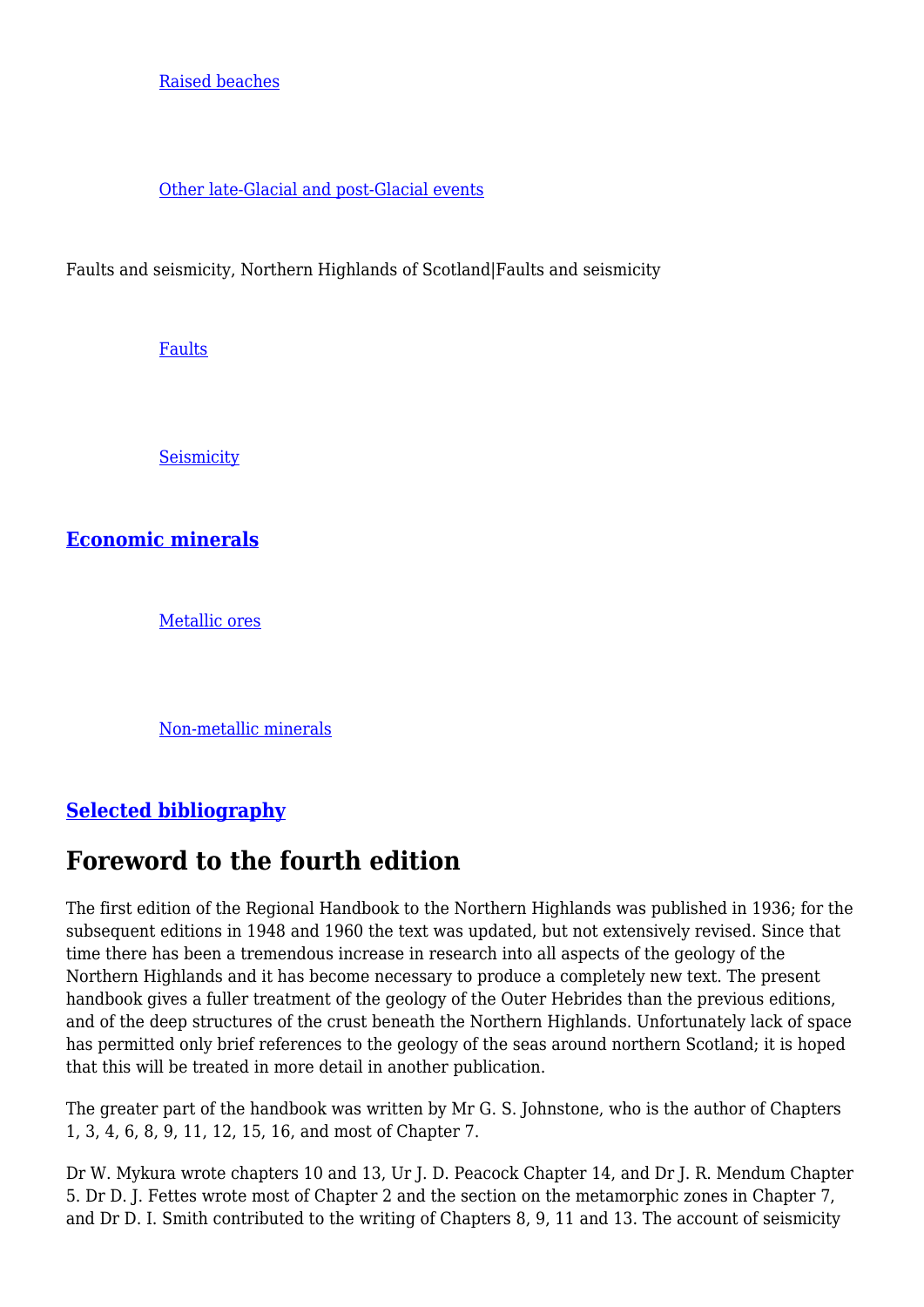[Raised beaches]

[Other late-Glacial and post-Glacial events]

Faults and seismicity, Northern Highlands of Scotland|Faults and seismicity

[Faults]

[Seismicity]

**[Economic minerals]**

[Metallic ores]

[Non-metallic minerals]

**[Selected bibliography]**

# Foreword to the fourth edition

The first edition of the Regional Handbook to the Northern Highlands was published in 1936; for the subsequent editions in 1948 and 1960 the text was updated, but not extensively revised. Since that time there has been a tremendous increase in research into all aspects of the geology of the Northern Highlands and it has become necessary to produce a completely new text. The present handbook gives a fuller treatment of the geology of the Outer Hebrides than the previous editions, and of the deep structures of the crust beneath the Northern Highlands. Unfortunately lack of space has permitted only brief references to the geology of the seas around northern Scotland; it is hoped that this will be treated in more detail in another publication.

The greater part of the handbook was written by Mr G. S. Johnstone, who is the author of Chapters 1, 3, 4, 6, 8, 9, 11, 12, 15, 16, and most of Chapter 7.

Dr W. Mykura wrote chapters 10 and 13, Ur J. D. Peacock Chapter 14, and Dr J. R. Mendum Chapter 5. Dr D. J. Fettes wrote most of Chapter 2 and the section on the metamorphic zones in Chapter 7, and Dr D. I. Smith contributed to the writing of Chapters 8, 9, 11 and 13. The account of seismicity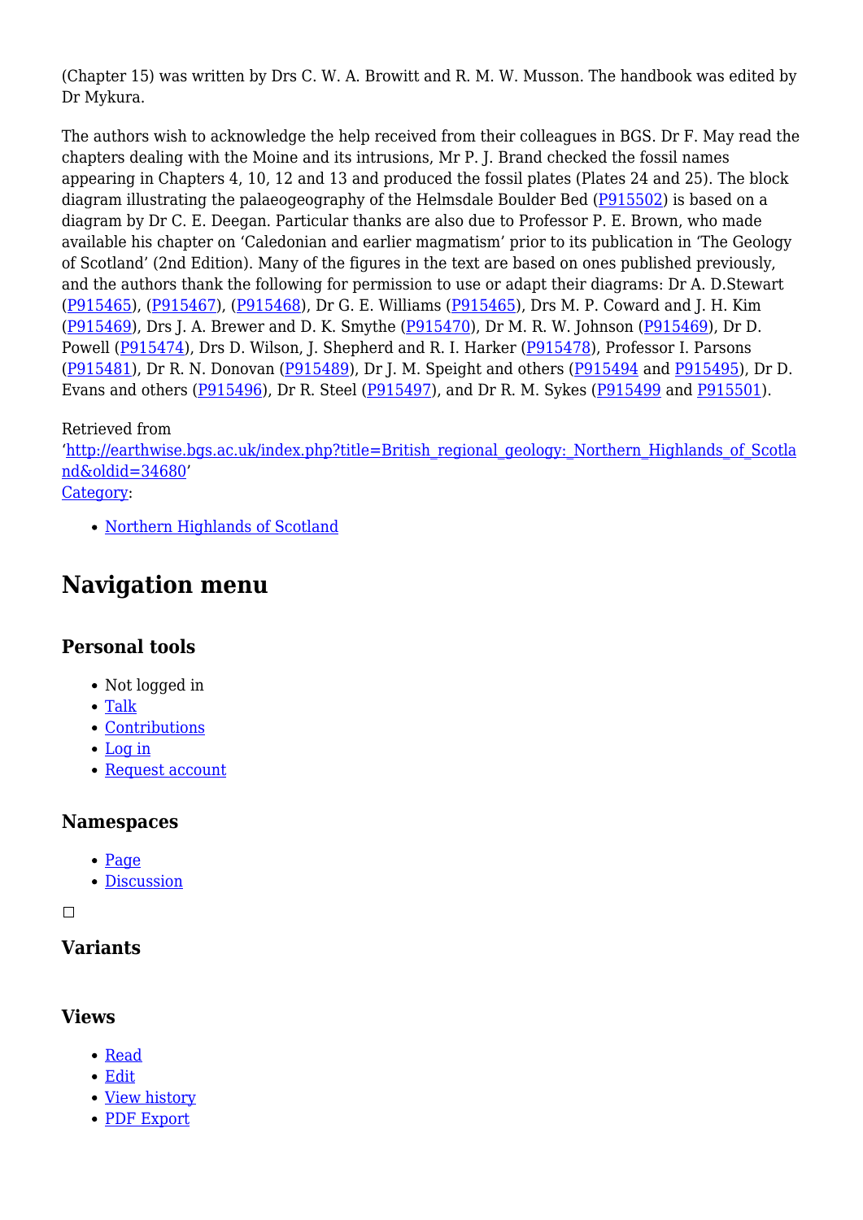(Chapter 15) was written by Drs C. W. A. Browitt and R. M. W. Musson. The handbook was edited by Dr Mykura.

The authors wish to acknowledge the help received from their colleagues in BGS. Dr F. May read the chapters dealing with the Moine and its intrusions, Mr P. J. Brand checked the fossil names appearing in Chapters 4, 10, 12 and 13 and produced the fossil plates (Plates 24 and 25). The block diagram illustrating the palaeogeography of the Helmsdale Boulder Bed (P915502) is based on a diagram by Dr C. E. Deegan. Particular thanks are also due to Professor P. E. Brown, who made available his chapter on 'Caledonian and earlier magmatism' prior to its publication in 'The Geology of Scotland' (2nd Edition). Many of the figures in the text are based on ones published previously, and the authors thank the following for permission to use or adapt their diagrams: Dr A. D.Stewart (P915465), (P915467), (P915468), Dr G. E. Williams (P915465), Drs M. P. Coward and J. H. Kim (P915469), Drs J. A. Brewer and D. K. Smythe (P915470), Dr M. R. W. Johnson (P915469), Dr D. Powell (P915474), Drs D. Wilson, J. Shepherd and R. I. Harker (P915478), Professor I. Parsons (P915481), Dr R. N. Donovan (P915489), Dr J. M. Speight and others (P915494 and P915495), Dr D. Evans and others (P915496), Dr R. Steel (P915497), and Dr R. M. Sykes (P915499 and P915501).

Retrieved from 'http://earthwise.bgs.ac.uk/index.php?title=British_regional_geology:_Northern_Highlands_of_Scotland&oldid=34680'
Category:

- Northern Highlands of Scotland

## Navigation menu

### Personal tools

- Not logged in
- Talk
- Contributions
- Log in
- Request account

### Namespaces

- Page
- Discussion

### Variants

### Views

- Read
- Edit
- View history
- PDF Export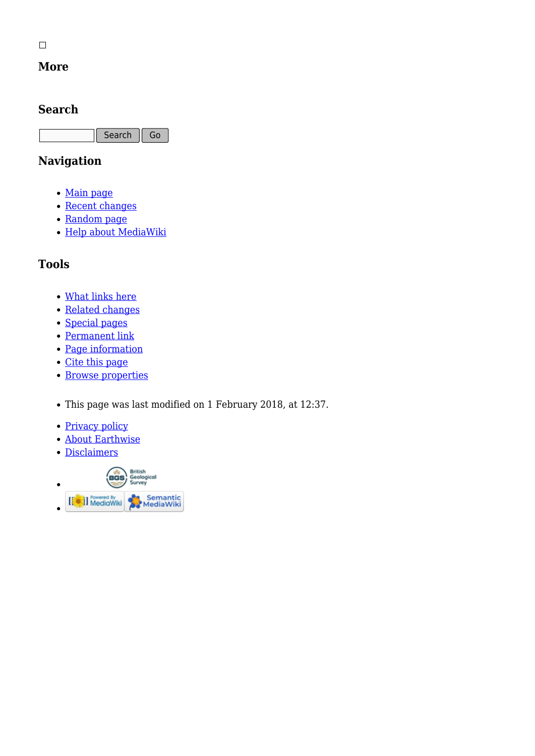### More

### Search

Search Go

### Navigation

- Main page
- Recent changes
- Random page
- Help about MediaWiki

### Tools

- What links here
- Related changes
- Special pages
- Permanent link
- Page information
- Cite this page
- Browse properties

- This page was last modified on 1 February 2018, at 12:37.

- Privacy policy
- About Earthwise
- Disclaimers